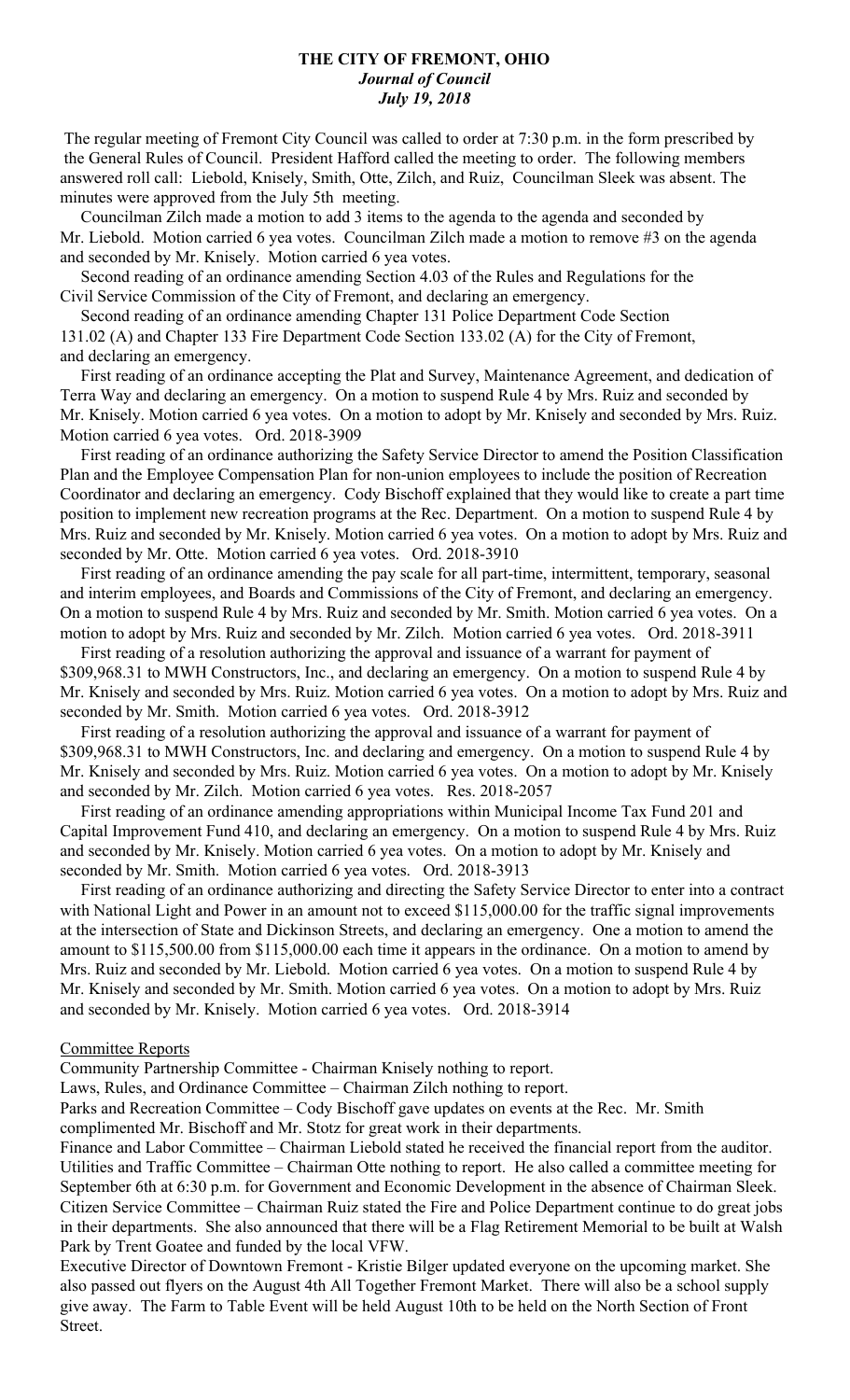**THE CITY OF FREMONT, OHIO**
***Journal of Council***
***July 19, 2018***

The regular meeting of Fremont City Council was called to order at 7:30 p.m. in the form prescribed by the General Rules of Council. President Hafford called the meeting to order. The following members answered roll call: Liebold, Knisely, Smith, Otte, Zilch, and Ruiz, Councilman Sleek was absent. The minutes were approved from the July 5th meeting.

Councilman Zilch made a motion to add 3 items to the agenda to the agenda and seconded by Mr. Liebold. Motion carried 6 yea votes. Councilman Zilch made a motion to remove #3 on the agenda and seconded by Mr. Knisely. Motion carried 6 yea votes.

Second reading of an ordinance amending Section 4.03 of the Rules and Regulations for the Civil Service Commission of the City of Fremont, and declaring an emergency.

Second reading of an ordinance amending Chapter 131 Police Department Code Section 131.02 (A) and Chapter 133 Fire Department Code Section 133.02 (A) for the City of Fremont, and declaring an emergency.

First reading of an ordinance accepting the Plat and Survey, Maintenance Agreement, and dedication of Terra Way and declaring an emergency. On a motion to suspend Rule 4 by Mrs. Ruiz and seconded by Mr. Knisely. Motion carried 6 yea votes. On a motion to adopt by Mr. Knisely and seconded by Mrs. Ruiz. Motion carried 6 yea votes. Ord. 2018-3909

First reading of an ordinance authorizing the Safety Service Director to amend the Position Classification Plan and the Employee Compensation Plan for non-union employees to include the position of Recreation Coordinator and declaring an emergency. Cody Bischoff explained that they would like to create a part time position to implement new recreation programs at the Rec. Department. On a motion to suspend Rule 4 by Mrs. Ruiz and seconded by Mr. Knisely. Motion carried 6 yea votes. On a motion to adopt by Mrs. Ruiz and seconded by Mr. Otte. Motion carried 6 yea votes. Ord. 2018-3910

First reading of an ordinance amending the pay scale for all part-time, intermittent, temporary, seasonal and interim employees, and Boards and Commissions of the City of Fremont, and declaring an emergency. On a motion to suspend Rule 4 by Mrs. Ruiz and seconded by Mr. Smith. Motion carried 6 yea votes. On a motion to adopt by Mrs. Ruiz and seconded by Mr. Zilch. Motion carried 6 yea votes. Ord. 2018-3911

First reading of a resolution authorizing the approval and issuance of a warrant for payment of $309,968.31 to MWH Constructors, Inc., and declaring an emergency. On a motion to suspend Rule 4 by Mr. Knisely and seconded by Mrs. Ruiz. Motion carried 6 yea votes. On a motion to adopt by Mrs. Ruiz and seconded by Mr. Smith. Motion carried 6 yea votes. Ord. 2018-3912

First reading of a resolution authorizing the approval and issuance of a warrant for payment of $309,968.31 to MWH Constructors, Inc. and declaring and emergency. On a motion to suspend Rule 4 by Mr. Knisely and seconded by Mrs. Ruiz. Motion carried 6 yea votes. On a motion to adopt by Mr. Knisely and seconded by Mr. Zilch. Motion carried 6 yea votes. Res. 2018-2057

First reading of an ordinance amending appropriations within Municipal Income Tax Fund 201 and Capital Improvement Fund 410, and declaring an emergency. On a motion to suspend Rule 4 by Mrs. Ruiz and seconded by Mr. Knisely. Motion carried 6 yea votes. On a motion to adopt by Mr. Knisely and seconded by Mr. Smith. Motion carried 6 yea votes. Ord. 2018-3913

First reading of an ordinance authorizing and directing the Safety Service Director to enter into a contract with National Light and Power in an amount not to exceed $115,000.00 for the traffic signal improvements at the intersection of State and Dickinson Streets, and declaring an emergency. One a motion to amend the amount to $115,500.00 from $115,000.00 each time it appears in the ordinance. On a motion to amend by Mrs. Ruiz and seconded by Mr. Liebold. Motion carried 6 yea votes. On a motion to suspend Rule 4 by Mr. Knisely and seconded by Mr. Smith. Motion carried 6 yea votes. On a motion to adopt by Mrs. Ruiz and seconded by Mr. Knisely. Motion carried 6 yea votes. Ord. 2018-3914

Committee Reports

Community Partnership Committee - Chairman Knisely nothing to report.

Laws, Rules, and Ordinance Committee – Chairman Zilch nothing to report.

Parks and Recreation Committee – Cody Bischoff gave updates on events at the Rec. Mr. Smith complimented Mr. Bischoff and Mr. Stotz for great work in their departments.

Finance and Labor Committee – Chairman Liebold stated he received the financial report from the auditor.

Utilities and Traffic Committee – Chairman Otte nothing to report. He also called a committee meeting for September 6th at 6:30 p.m. for Government and Economic Development in the absence of Chairman Sleek.

Citizen Service Committee – Chairman Ruiz stated the Fire and Police Department continue to do great jobs in their departments. She also announced that there will be a Flag Retirement Memorial to be built at Walsh Park by Trent Goatee and funded by the local VFW.

Executive Director of Downtown Fremont - Kristie Bilger updated everyone on the upcoming market. She also passed out flyers on the August 4th All Together Fremont Market. There will also be a school supply give away. The Farm to Table Event will be held August 10th to be held on the North Section of Front Street.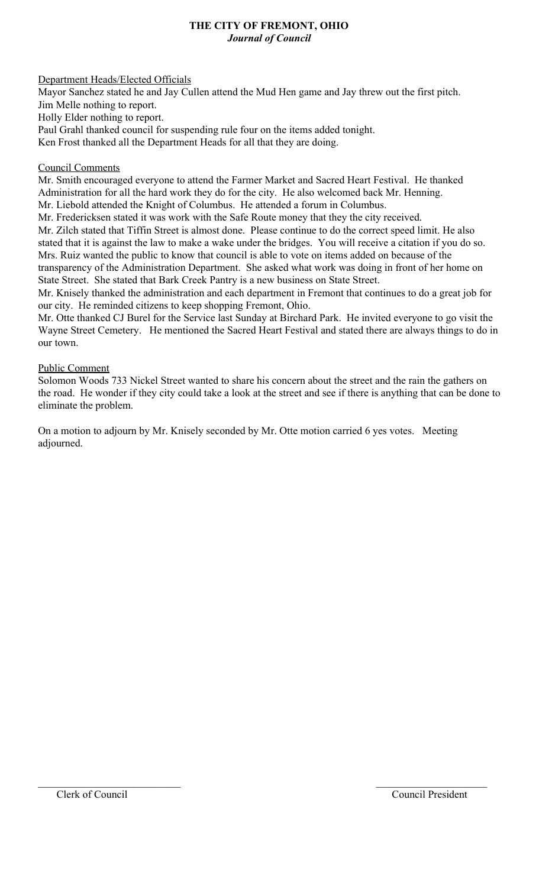# THE CITY OF FREMONT, OHIO
*Journal of Council*

Department Heads/Elected Officials

Mayor Sanchez stated he and Jay Cullen attend the Mud Hen game and Jay threw out the first pitch.
Jim Melle nothing to report.
Holly Elder nothing to report.
Paul Grahl thanked council for suspending rule four on the items added tonight.
Ken Frost thanked all the Department Heads for all that they are doing.

Council Comments

Mr. Smith encouraged everyone to attend the Farmer Market and Sacred Heart Festival. He thanked Administration for all the hard work they do for the city. He also welcomed back Mr. Henning.
Mr. Liebold attended the Knight of Columbus. He attended a forum in Columbus.
Mr. Fredericksen stated it was work with the Safe Route money that they the city received.
Mr. Zilch stated that Tiffin Street is almost done. Please continue to do the correct speed limit. He also stated that it is against the law to make a wake under the bridges. You will receive a citation if you do so.
Mrs. Ruiz wanted the public to know that council is able to vote on items added on because of the transparency of the Administration Department. She asked what work was doing in front of her home on State Street. She stated that Bark Creek Pantry is a new business on State Street.
Mr. Knisely thanked the administration and each department in Fremont that continues to do a great job for our city. He reminded citizens to keep shopping Fremont, Ohio.
Mr. Otte thanked CJ Burel for the Service last Sunday at Birchard Park. He invited everyone to go visit the Wayne Street Cemetery. He mentioned the Sacred Heart Festival and stated there are always things to do in our town.

Public Comment

Solomon Woods 733 Nickel Street wanted to share his concern about the street and the rain the gathers on the road. He wonder if they city could take a look at the street and see if there is anything that can be done to eliminate the problem.

On a motion to adjourn by Mr. Knisely seconded by Mr. Otte motion carried 6 yes votes. Meeting adjourned.

\_\_\_\_\_\_\_\_\_\_\_\_\_\_\_\_\_\_\_\_\_\_\_\_\_\_\_\_ \_\_\_\_\_\_\_\_\_\_\_\_\_\_\_\_\_\_\_\_\_\_\_\_\_\_
Clerk of Council Council President